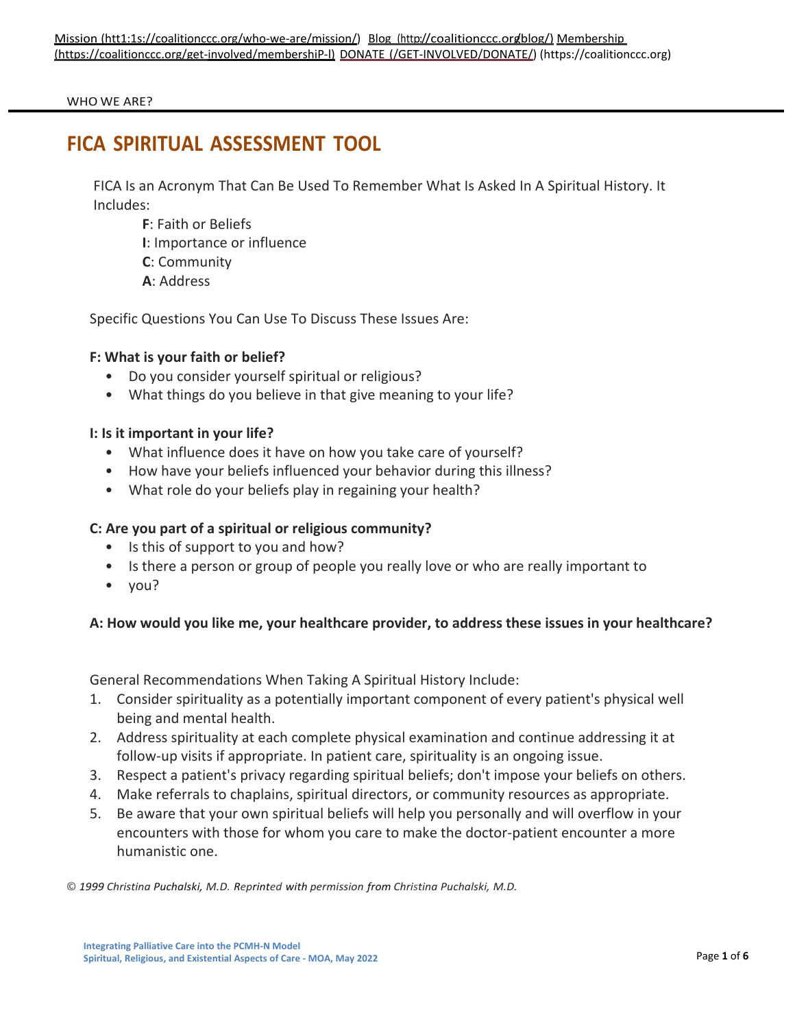Mission (htt1:1s://coalitionccc.org/who-we-are/mission/) Blog (http://coalitionccc.org/blog/) Membership (https://coalitionccc.org/get-involved/membershiP-l) DONATE (/GET-INVOLVED/DONATE/) (https://coalitionccc.org)

WHO WE ARE?

# FICA SPIRITUAL ASSESSMENT TOOL

FICA Is an Acronym That Can Be Used To Remember What Is Asked In A Spiritual History. It Includes:

- **F**: Faith or Beliefs
- **I**: Importance or influence
- **C**: Community
- **A**: Address

Specific Questions You Can Use To Discuss These Issues Are:

**F: What is your faith or belief?**

- Do you consider yourself spiritual or religious?
- What things do you believe in that give meaning to your life?

**I: Is it important in your life?**

- What influence does it have on how you take care of yourself?
- How have your beliefs influenced your behavior during this illness?
- What role do your beliefs play in regaining your health?

**C: Are you part of a spiritual or religious community?**

- Is this of support to you and how?
- Is there a person or group of people you really love or who are really important to
- you?

**A: How would you like me, your healthcare provider, to address these issues in your healthcare?**

General Recommendations When Taking A Spiritual History Include:

1. Consider spirituality as a potentially important component of every patient's physical well being and mental health.
2. Address spirituality at each complete physical examination and continue addressing it at follow-up visits if appropriate. In patient care, spirituality is an ongoing issue.
3. Respect a patient's privacy regarding spiritual beliefs; don't impose your beliefs on others.
4. Make referrals to chaplains, spiritual directors, or community resources as appropriate.
5. Be aware that your own spiritual beliefs will help you personally and will overflow in your encounters with those for whom you care to make the doctor-patient encounter a more humanistic one.

*© 1999 Christina Puchalski, M.D. Reprinted with permission from Christina Puchalski, M.D.*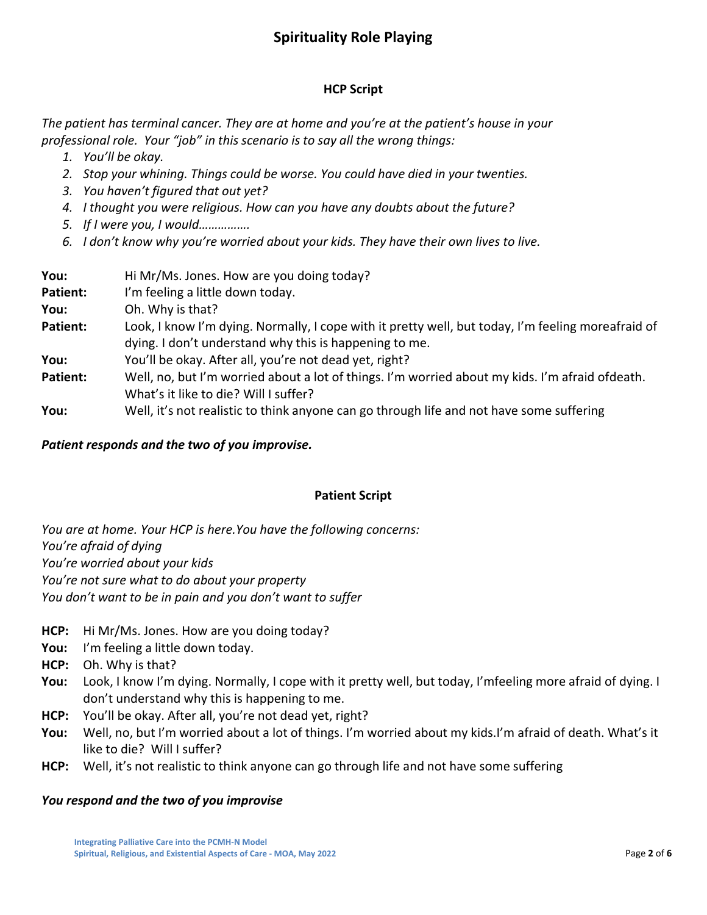# Spirituality Role Playing

## HCP Script

*The patient has terminal cancer. They are at home and you're at the patient's house in your professional role. Your "job" in this scenario is to say all the wrong things:*

1. *You'll be okay.*
2. *Stop your whining. Things could be worse. You could have died in your twenties.*
3. *You haven't figured that out yet?*
4. *I thought you were religious. How can you have any doubts about the future?*
5. *If I were you, I would…………….*
6. *I don't know why you're worried about your kids. They have their own lives to live.*

**You:** Hi Mr/Ms. Jones. How are you doing today?

**Patient:** I'm feeling a little down today.

**You:** Oh. Why is that?

**Patient:** Look, I know I'm dying. Normally, I cope with it pretty well, but today, I'm feeling moreafraid of dying. I don't understand why this is happening to me.

**You:** You'll be okay. After all, you're not dead yet, right?

**Patient:** Well, no, but I'm worried about a lot of things. I'm worried about my kids. I'm afraid ofdeath. What's it like to die? Will I suffer?

**You:** Well, it's not realistic to think anyone can go through life and not have some suffering

***Patient responds and the two of you improvise.***

## Patient Script

*You are at home. Your HCP is here.You have the following concerns:*
*You're afraid of dying*
*You're worried about your kids*
*You're not sure what to do about your property*
*You don't want to be in pain and you don't want to suffer*

- **HCP:** Hi Mr/Ms. Jones. How are you doing today?
- **You:** I'm feeling a little down today.
- **HCP:** Oh. Why is that?
- **You:** Look, I know I'm dying. Normally, I cope with it pretty well, but today, I'mfeeling more afraid of dying. I don't understand why this is happening to me.
- **HCP:** You'll be okay. After all, you're not dead yet, right?
- **You:** Well, no, but I'm worried about a lot of things. I'm worried about my kids.I'm afraid of death. What's it like to die? Will I suffer?
- **HCP:** Well, it's not realistic to think anyone can go through life and not have some suffering

***You respond and the two of you improvise***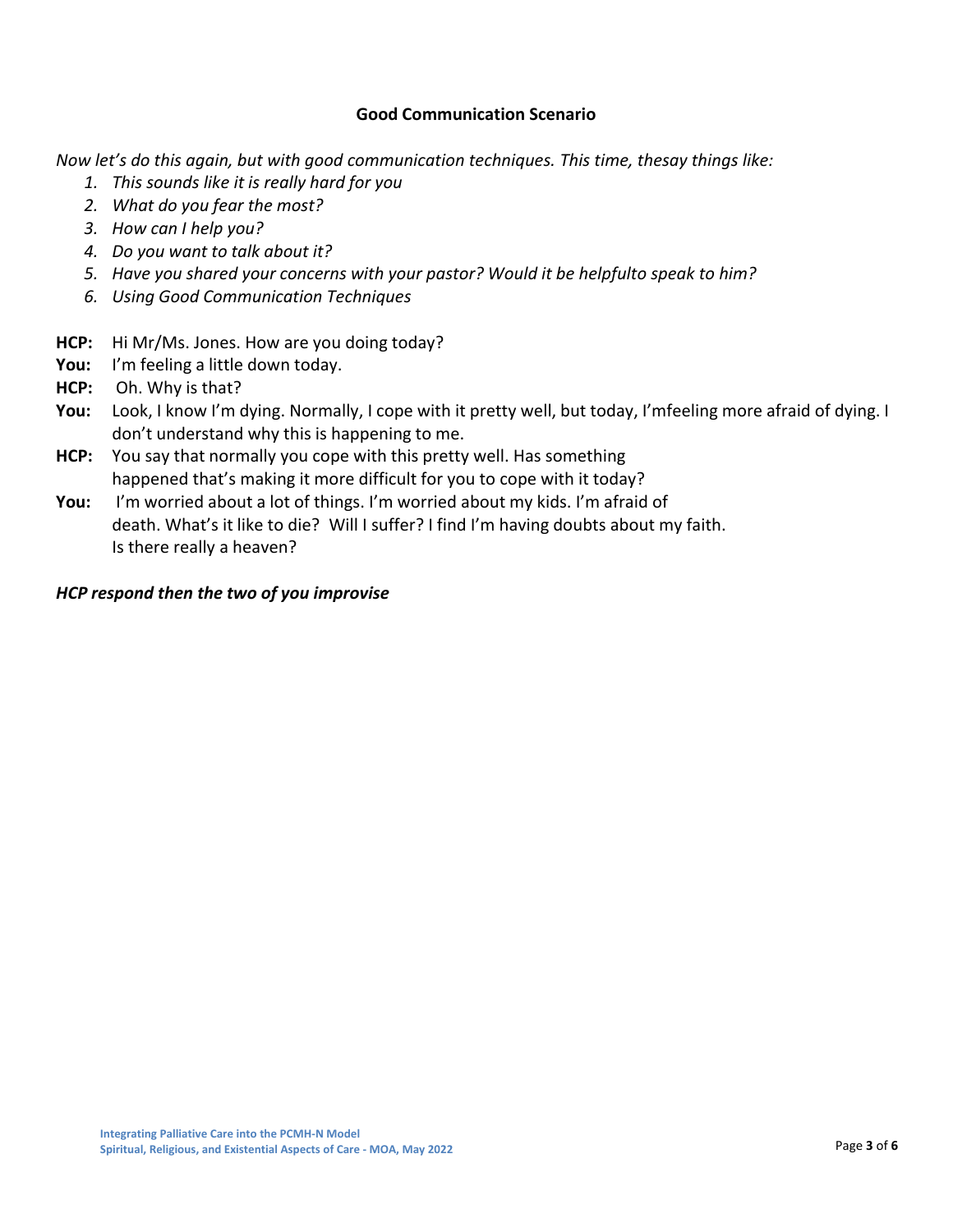## Good Communication Scenario

*Now let's do this again, but with good communication techniques. This time, thesay things like:*

1. *This sounds like it is really hard for you*
2. *What do you fear the most?*
3. *How can I help you?*
4. *Do you want to talk about it?*
5. *Have you shared your concerns with your pastor? Would it be helpfulto speak to him?*
6. *Using Good Communication Techniques*

**HCP:** Hi Mr/Ms. Jones. How are you doing today?

**You:** I'm feeling a little down today.

**HCP:** Oh. Why is that?

**You:** Look, I know I'm dying. Normally, I cope with it pretty well, but today, I'mfeeling more afraid of dying. I don't understand why this is happening to me.

**HCP:** You say that normally you cope with this pretty well. Has something happened that's making it more difficult for you to cope with it today?

**You:** I'm worried about a lot of things. I'm worried about my kids. I'm afraid of death. What's it like to die? Will I suffer? I find I'm having doubts about my faith. Is there really a heaven?

***HCP respond then the two of you improvise***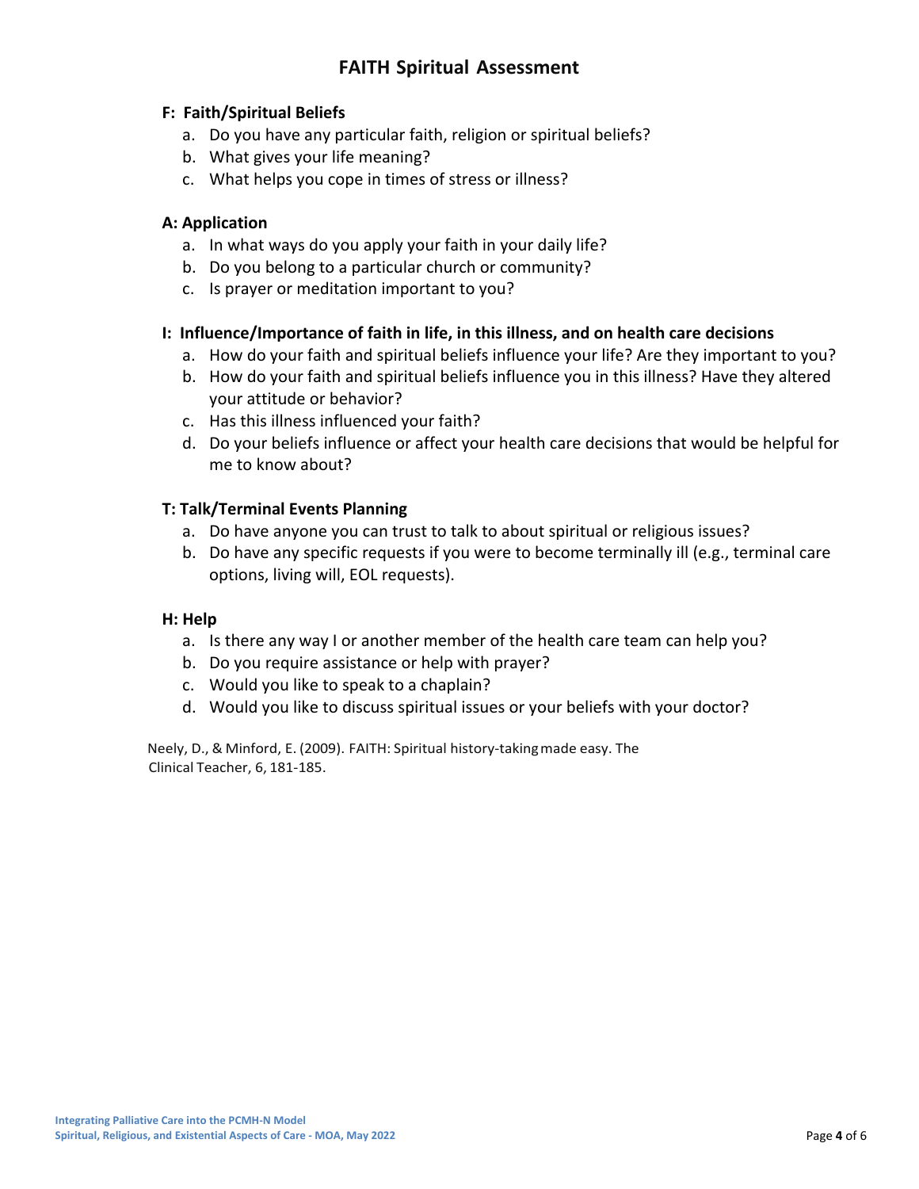# FAITH Spiritual Assessment

**F: Faith/Spiritual Beliefs**

a. Do you have any particular faith, religion or spiritual beliefs?
b. What gives your life meaning?
c. What helps you cope in times of stress or illness?

**A: Application**

a. In what ways do you apply your faith in your daily life?
b. Do you belong to a particular church or community?
c. Is prayer or meditation important to you?

**I: Influence/Importance of faith in life, in this illness, and on health care decisions**

a. How do your faith and spiritual beliefs influence your life? Are they important to you?
b. How do your faith and spiritual beliefs influence you in this illness? Have they altered your attitude or behavior?
c. Has this illness influenced your faith?
d. Do your beliefs influence or affect your health care decisions that would be helpful for me to know about?

**T: Talk/Terminal Events Planning**

a. Do have anyone you can trust to talk to about spiritual or religious issues?
b. Do have any specific requests if you were to become terminally ill (e.g., terminal care options, living will, EOL requests).

**H: Help**

a. Is there any way I or another member of the health care team can help you?
b. Do you require assistance or help with prayer?
c. Would you like to speak to a chaplain?
d. Would you like to discuss spiritual issues or your beliefs with your doctor?

Neely, D., & Minford, E. (2009). FAITH: Spiritual history-taking made easy. The Clinical Teacher, 6, 181-185.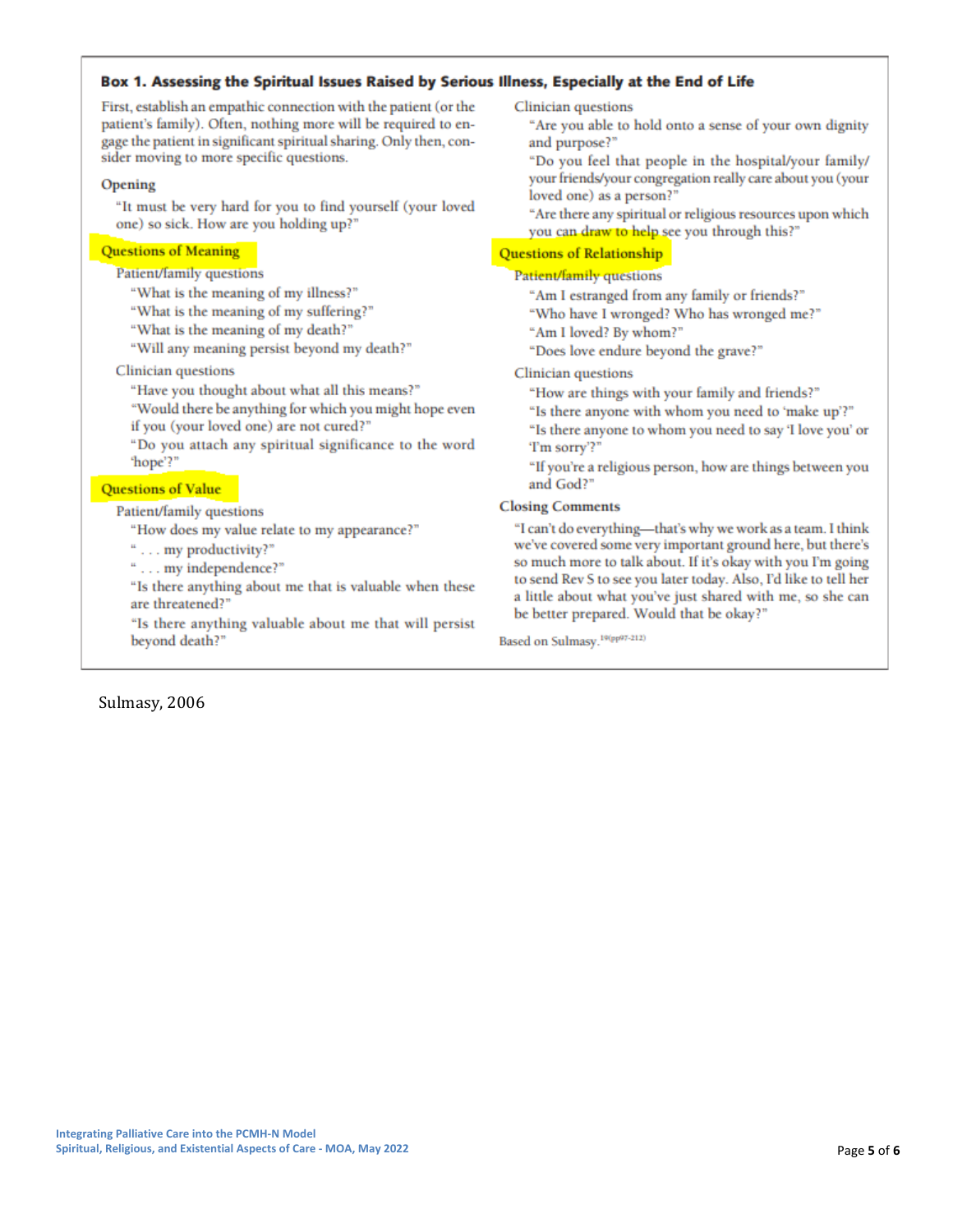## Box 1. Assessing the Spiritual Issues Raised by Serious Illness, Especially at the End of Life

First, establish an empathic connection with the patient (or the patient's family). Often, nothing more will be required to engage the patient in significant spiritual sharing. Only then, consider moving to more specific questions.

### Opening

"It must be very hard for you to find yourself (your loved one) so sick. How are you holding up?"

### Questions of Meaning

Patient/family questions

- "What is the meaning of my illness?"
- "What is the meaning of my suffering?"
- "What is the meaning of my death?"
- "Will any meaning persist beyond my death?"

Clinician questions

- "Have you thought about what all this means?"
- "Would there be anything for which you might hope even if you (your loved one) are not cured?"
- "Do you attach any spiritual significance to the word 'hope'?"

### Questions of Value

Patient/family questions

- "How does my value relate to my appearance?"
- " . . . my productivity?"
- " . . . my independence?"
- "Is there anything about me that is valuable when these are threatened?"
- "Is there anything valuable about me that will persist beyond death?"

Clinician questions

- "Are you able to hold onto a sense of your own dignity and purpose?"
- "Do you feel that people in the hospital/your family/your friends/your congregation really care about you (your loved one) as a person?"
- "Are there any spiritual or religious resources upon which you can draw to help see you through this?"

### Questions of Relationship

Patient/family questions

- "Am I estranged from any family or friends?"
- "Who have I wronged? Who has wronged me?"
- "Am I loved? By whom?"
- "Does love endure beyond the grave?"

Clinician questions

- "How are things with your family and friends?"
- "Is there anyone with whom you need to 'make up'?"
- "Is there anyone to whom you need to say 'I love you' or 'I'm sorry'?"
- "If you're a religious person, how are things between you and God?"

### Closing Comments

"I can't do everything—that's why we work as a team. I think we've covered some very important ground here, but there's so much more to talk about. If it's okay with you I'm going to send Rev S to see you later today. Also, I'd like to tell her a little about what you've just shared with me, so she can be better prepared. Would that be okay?"

Based on Sulmasy.[19(pp97-212)]

Sulmasy, 2006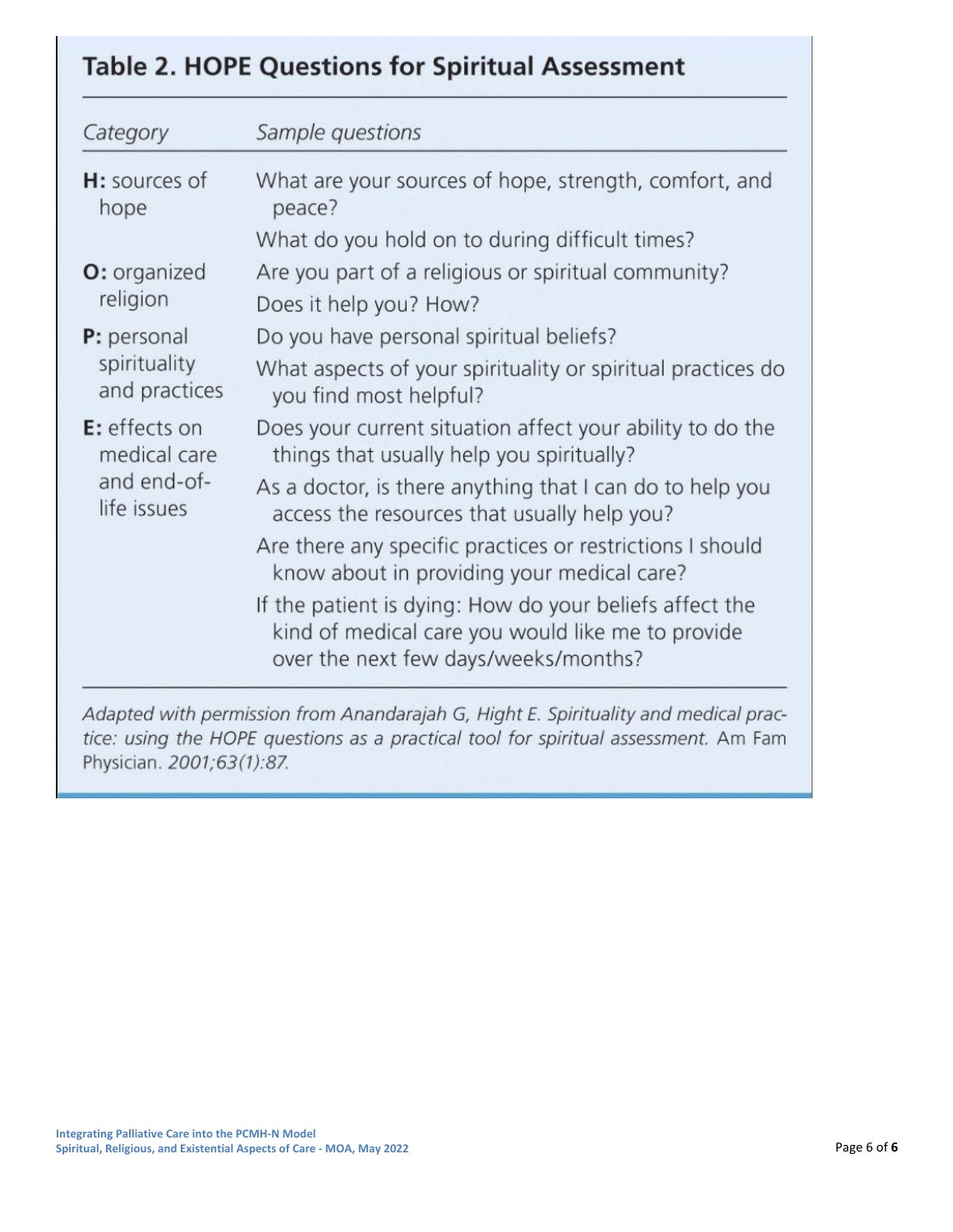## Table 2. HOPE Questions for Spiritual Assessment

| *Category* | *Sample questions* |
|---|---|
| **H:** sources of hope | What are your sources of hope, strength, comfort, and peace?<br>What do you hold on to during difficult times? |
| **O:** organized religion | Are you part of a religious or spiritual community?<br>Does it help you? How? |
| **P:** personal spirituality and practices | Do you have personal spiritual beliefs?<br>What aspects of your spirituality or spiritual practices do you find most helpful? |
| **E:** effects on medical care and end-of-life issues | Does your current situation affect your ability to do the things that usually help you spiritually?<br>As a doctor, is there anything that I can do to help you access the resources that usually help you?<br>Are there any specific practices or restrictions I should know about in providing your medical care?<br>If the patient is dying: How do your beliefs affect the kind of medical care you would like me to provide over the next few days/weeks/months? |

*Adapted with permission from Anandarajah G, Hight E. Spirituality and medical practice: using the HOPE questions as a practical tool for spiritual assessment.* Am Fam Physician. *2001;63(1):87.*